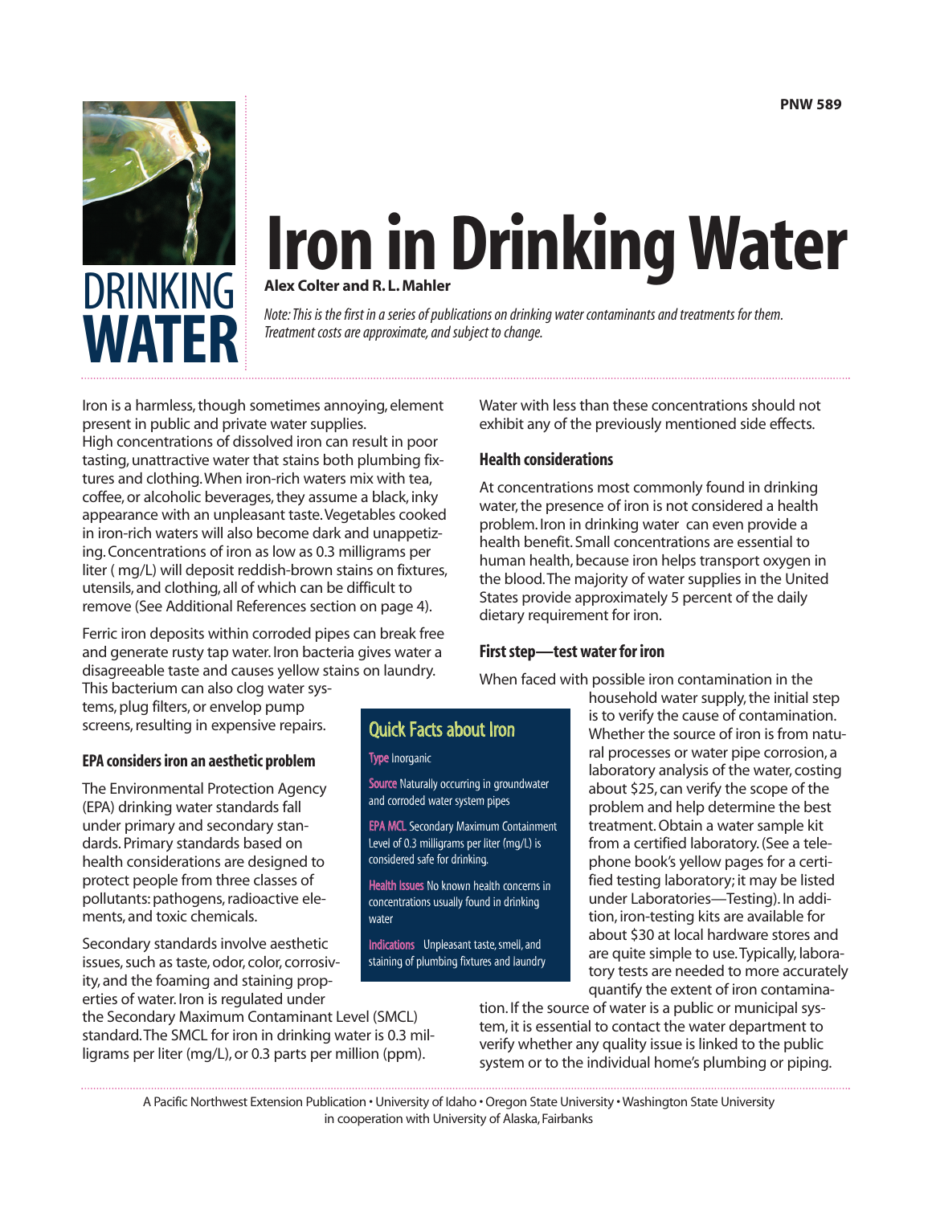PNW 589

DRINKING WATER

# Iron in Drinking Water

**Alex Colter and R. L. Mahler**

*Note: This is the first in a series of publications on drinking water contaminants and treatments for them. Treatment costs are approximate, and subject to change.*

Iron is a harmless, though sometimes annoying, element present in public and private water supplies. High concentrations of dissolved iron can result in poor tasting, unattractive water that stains both plumbing fixtures and clothing. When iron-rich waters mix with tea, coffee, or alcoholic beverages, they assume a black, inky appearance with an unpleasant taste. Vegetables cooked in iron-rich waters will also become dark and unappetizing. Concentrations of iron as low as 0.3 milligrams per liter ( mg/L) will deposit reddish-brown stains on fixtures, utensils, and clothing, all of which can be difficult to remove (See Additional References section on page 4).

Ferric iron deposits within corroded pipes can break free and generate rusty tap water. Iron bacteria gives water a disagreeable taste and causes yellow stains on laundry. This bacterium can also clog water systems, plug filters, or envelop pump screens, resulting in expensive repairs.

## EPA considers iron an aesthetic problem

The Environmental Protection Agency (EPA) drinking water standards fall under primary and secondary standards. Primary standards based on health considerations are designed to protect people from three classes of pollutants: pathogens, radioactive elements, and toxic chemicals.

Secondary standards involve aesthetic issues, such as taste, odor, color, corrosivity, and the foaming and staining properties of water. Iron is regulated under the Secondary Maximum Contaminant Level (SMCL) standard. The SMCL for iron in drinking water is 0.3 milligrams per liter (mg/L), or 0.3 parts per million (ppm). Water with less than these concentrations should not exhibit any of the previously mentioned side effects.

## Health considerations

At concentrations most commonly found in drinking water, the presence of iron is not considered a health problem. Iron in drinking water can even provide a health benefit. Small concentrations are essential to human health, because iron helps transport oxygen in the blood. The majority of water supplies in the United States provide approximately 5 percent of the daily dietary requirement for iron.

## First step—test water for iron

When faced with possible iron contamination in the household water supply, the initial step is to verify the cause of contamination. Whether the source of iron is from natural processes or water pipe corrosion, a laboratory analysis of the water, costing about $25, can verify the scope of the problem and help determine the best treatment. Obtain a water sample kit from a certified laboratory. (See a telephone book's yellow pages for a certified testing laboratory; it may be listed under Laboratories—Testing). In addition, iron-testing kits are available for about $30 at local hardware stores and are quite simple to use. Typically, laboratory tests are needed to more accurately quantify the extent of iron contamination. If the source of water is a public or municipal system, it is essential to contact the water department to verify whether any quality issue is linked to the public system or to the individual home's plumbing or piping.

### Quick Facts about Iron

**Type** Inorganic

**Source** Naturally occurring in groundwater and corroded water system pipes

**EPA MCL** Secondary Maximum Containment Level of 0.3 milligrams per liter (mg/L) is considered safe for drinking.

**Health Issues** No known health concerns in concentrations usually found in drinking water

**Indications** Unpleasant taste, smell, and staining of plumbing fixtures and laundry

A Pacific Northwest Extension Publication • University of Idaho • Oregon State University • Washington State University in cooperation with University of Alaska, Fairbanks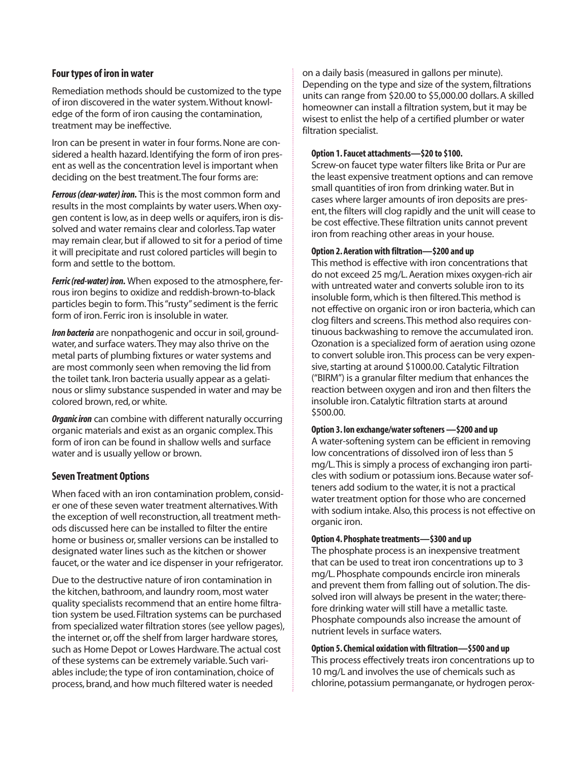## Four types of iron in water

Remediation methods should be customized to the type of iron discovered in the water system. Without knowledge of the form of iron causing the contamination, treatment may be ineffective.

Iron can be present in water in four forms. None are considered a health hazard. Identifying the form of iron present as well as the concentration level is important when deciding on the best treatment. The four forms are:

***Ferrous (clear-water) iron.*** This is the most common form and results in the most complaints by water users. When oxygen content is low, as in deep wells or aquifers, iron is dissolved and water remains clear and colorless. Tap water may remain clear, but if allowed to sit for a period of time it will precipitate and rust colored particles will begin to form and settle to the bottom.

***Ferric (red-water) iron.*** When exposed to the atmosphere, ferrous iron begins to oxidize and reddish-brown-to-black particles begin to form. This "rusty" sediment is the ferric form of iron. Ferric iron is insoluble in water.

***Iron bacteria*** are nonpathogenic and occur in soil, groundwater, and surface waters. They may also thrive on the metal parts of plumbing fixtures or water systems and are most commonly seen when removing the lid from the toilet tank. Iron bacteria usually appear as a gelatinous or slimy substance suspended in water and may be colored brown, red, or white.

***Organic iron*** can combine with different naturally occurring organic materials and exist as an organic complex. This form of iron can be found in shallow wells and surface water and is usually yellow or brown.

## Seven Treatment Options

When faced with an iron contamination problem, consider one of these seven water treatment alternatives. With the exception of well reconstruction, all treatment methods discussed here can be installed to filter the entire home or business or, smaller versions can be installed to designated water lines such as the kitchen or shower faucet, or the water and ice dispenser in your refrigerator.

Due to the destructive nature of iron contamination in the kitchen, bathroom, and laundry room, most water quality specialists recommend that an entire home filtration system be used. Filtration systems can be purchased from specialized water filtration stores (see yellow pages), the internet or, off the shelf from larger hardware stores, such as Home Depot or Lowes Hardware. The actual cost of these systems can be extremely variable. Such variables include; the type of iron contamination, choice of process, brand, and how much filtered water is needed on a daily basis (measured in gallons per minute). Depending on the type and size of the system, filtrations units can range from \$20.00 to \$5,000.00 dollars. A skilled homeowner can install a filtration system, but it may be wisest to enlist the help of a certified plumber or water filtration specialist.

### Option 1. Faucet attachments—\$20 to \$100.

Screw-on faucet type water filters like Brita or Pur are the least expensive treatment options and can remove small quantities of iron from drinking water. But in cases where larger amounts of iron deposits are present, the filters will clog rapidly and the unit will cease to be cost effective. These filtration units cannot prevent iron from reaching other areas in your house.

### Option 2. Aeration with filtration—\$200 and up

This method is effective with iron concentrations that do not exceed 25 mg/L. Aeration mixes oxygen-rich air with untreated water and converts soluble iron to its insoluble form, which is then filtered. This method is not effective on organic iron or iron bacteria, which can clog filters and screens. This method also requires continuous backwashing to remove the accumulated iron. Ozonation is a specialized form of aeration using ozone to convert soluble iron. This process can be very expensive, starting at around \$1000.00. Catalytic Filtration ("BIRM") is a granular filter medium that enhances the reaction between oxygen and iron and then filters the insoluble iron. Catalytic filtration starts at around \$500.00.

### Option 3. Ion exchange/water softeners —\$200 and up

A water-softening system can be efficient in removing low concentrations of dissolved iron of less than 5 mg/L. This is simply a process of exchanging iron particles with sodium or potassium ions. Because water softeners add sodium to the water, it is not a practical water treatment option for those who are concerned with sodium intake. Also, this process is not effective on organic iron.

### Option 4. Phosphate treatments—\$300 and up

The phosphate process is an inexpensive treatment that can be used to treat iron concentrations up to 3 mg/L. Phosphate compounds encircle iron minerals and prevent them from falling out of solution. The dissolved iron will always be present in the water; therefore drinking water will still have a metallic taste. Phosphate compounds also increase the amount of nutrient levels in surface waters.

### Option 5. Chemical oxidation with filtration—\$500 and up

This process effectively treats iron concentrations up to 10 mg/L and involves the use of chemicals such as chlorine, potassium permanganate, or hydrogen perox-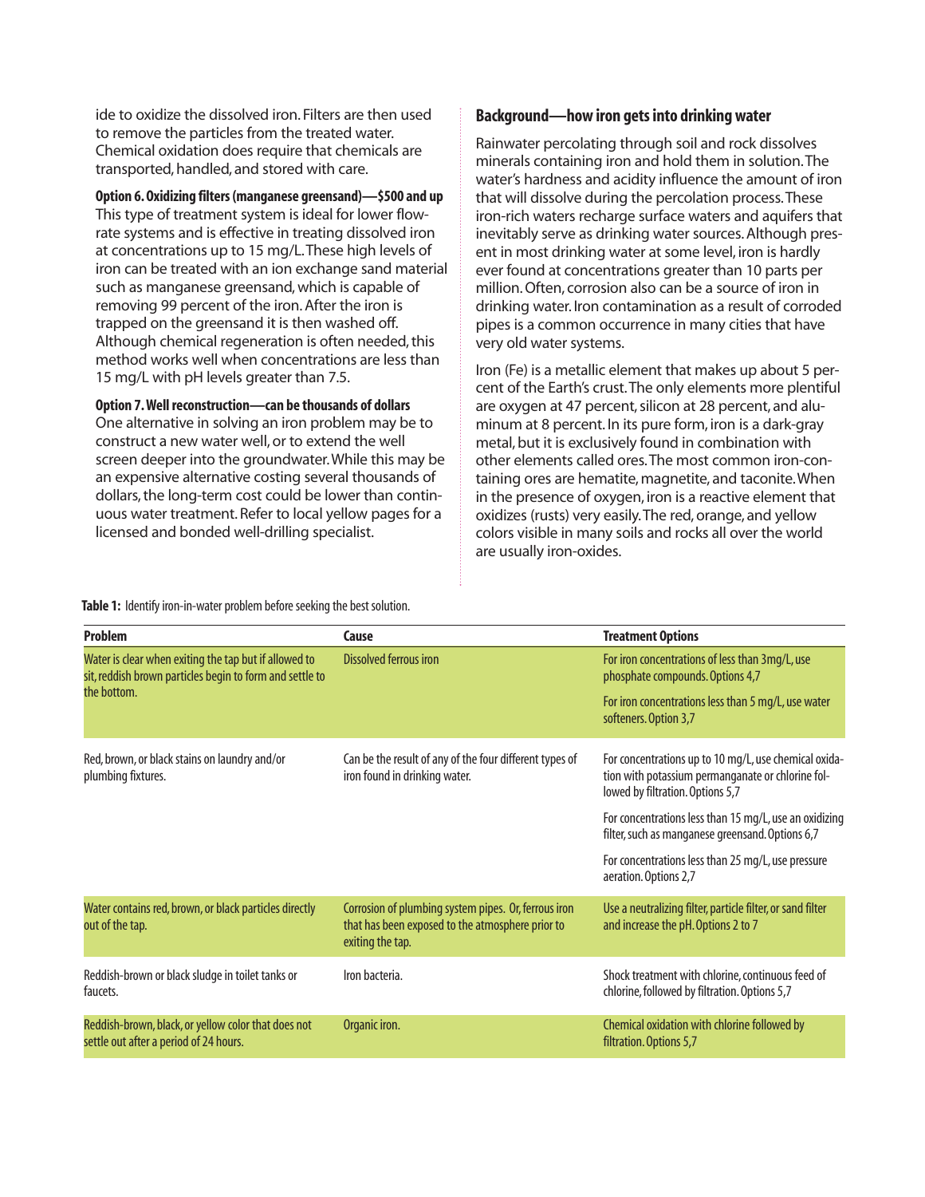ide to oxidize the dissolved iron. Filters are then used to remove the particles from the treated water. Chemical oxidation does require that chemicals are transported, handled, and stored with care.

**Option 6. Oxidizing filters (manganese greensand)—$500 and up**
This type of treatment system is ideal for lower flow-rate systems and is effective in treating dissolved iron at concentrations up to 15 mg/L. These high levels of iron can be treated with an ion exchange sand material such as manganese greensand, which is capable of removing 99 percent of the iron. After the iron is trapped on the greensand it is then washed off. Although chemical regeneration is often needed, this method works well when concentrations are less than 15 mg/L with pH levels greater than 7.5.

**Option 7. Well reconstruction—can be thousands of dollars**
One alternative in solving an iron problem may be to construct a new water well, or to extend the well screen deeper into the groundwater. While this may be an expensive alternative costing several thousands of dollars, the long-term cost could be lower than continuous water treatment. Refer to local yellow pages for a licensed and bonded well-drilling specialist.

## Background—how iron gets into drinking water

Rainwater percolating through soil and rock dissolves minerals containing iron and hold them in solution. The water's hardness and acidity influence the amount of iron that will dissolve during the percolation process. These iron-rich waters recharge surface waters and aquifers that inevitably serve as drinking water sources. Although present in most drinking water at some level, iron is hardly ever found at concentrations greater than 10 parts per million. Often, corrosion also can be a source of iron in drinking water. Iron contamination as a result of corroded pipes is a common occurrence in many cities that have very old water systems.

Iron (Fe) is a metallic element that makes up about 5 percent of the Earth's crust. The only elements more plentiful are oxygen at 47 percent, silicon at 28 percent, and aluminum at 8 percent. In its pure form, iron is a dark-gray metal, but it is exclusively found in combination with other elements called ores. The most common iron-containing ores are hematite, magnetite, and taconite. When in the presence of oxygen, iron is a reactive element that oxidizes (rusts) very easily. The red, orange, and yellow colors visible in many soils and rocks all over the world are usually iron-oxides.

**Table 1:** Identify iron-in-water problem before seeking the best solution.

| Problem | Cause | Treatment Options |
|---|---|---|
| Water is clear when exiting the tap but if allowed to sit, reddish brown particles begin to form and settle to the bottom. | Dissolved ferrous iron | For iron concentrations of less than 3mg/L, use phosphate compounds. Options 4,7 |
| | | For iron concentrations less than 5 mg/L, use water softeners. Option 3,7 |
| Red, brown, or black stains on laundry and/or plumbing fixtures. | Can be the result of any of the four different types of iron found in drinking water. | For concentrations up to 10 mg/L, use chemical oxidation with potassium permanganate or chlorine followed by filtration. Options 5,7 |
| | | For concentrations less than 15 mg/L, use an oxidizing filter, such as manganese greensand. Options 6,7 |
| | | For concentrations less than 25 mg/L, use pressure aeration. Options 2,7 |
| Water contains red, brown, or black particles directly out of the tap. | Corrosion of plumbing system pipes. Or, ferrous iron that has been exposed to the atmosphere prior to exiting the tap. | Use a neutralizing filter, particle filter, or sand filter and increase the pH. Options 2 to 7 |
| Reddish-brown or black sludge in toilet tanks or faucets. | Iron bacteria. | Shock treatment with chlorine, continuous feed of chlorine, followed by filtration. Options 5,7 |
| Reddish-brown, black, or yellow color that does not settle out after a period of 24 hours. | Organic iron. | Chemical oxidation with chlorine followed by filtration. Options 5,7 |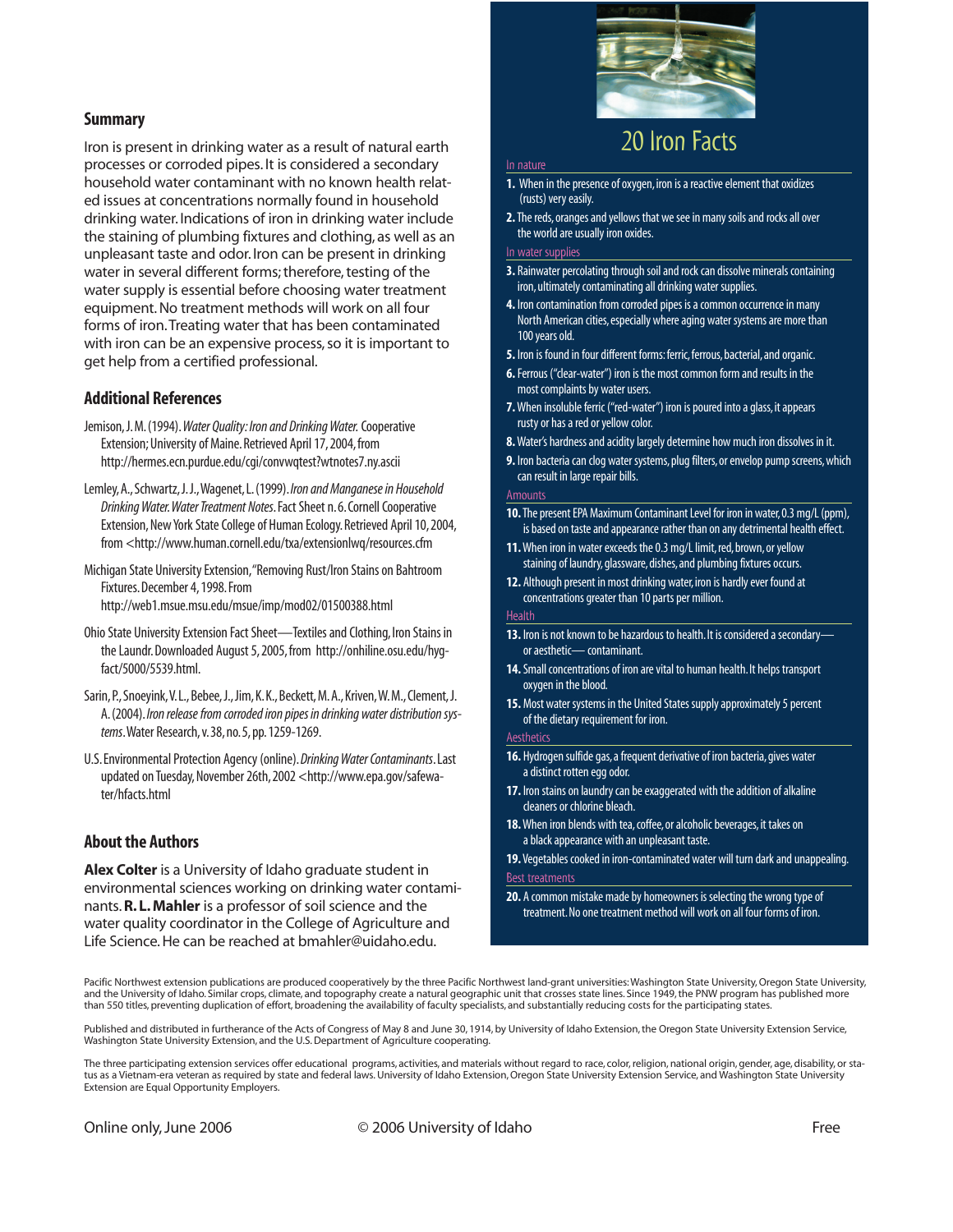## Summary

Iron is present in drinking water as a result of natural earth processes or corroded pipes. It is considered a secondary household water contaminant with no known health related issues at concentrations normally found in household drinking water. Indications of iron in drinking water include the staining of plumbing fixtures and clothing, as well as an unpleasant taste and odor. Iron can be present in drinking water in several different forms; therefore, testing of the water supply is essential before choosing water treatment equipment. No treatment methods will work on all four forms of iron. Treating water that has been contaminated with iron can be an expensive process, so it is important to get help from a certified professional.

## Additional References

Jemison, J. M. (1994). *Water Quality: Iron and Drinking Water.* Cooperative Extension; University of Maine. Retrieved April 17, 2004, from http://hermes.ecn.purdue.edu/cgi/convwqtest?wtnotes7.ny.ascii

Lemley, A., Schwartz, J. J., Wagenet, L. (1999). *Iron and Manganese in Household Drinking Water. Water Treatment Notes*. Fact Sheet n. 6. Cornell Cooperative Extension, New York State College of Human Ecology. Retrieved April 10, 2004, from <http://www.human.cornell.edu/txa/extensionlwq/resources.cfm

Michigan State University Extension, "Removing Rust/Iron Stains on Bahtroom Fixtures. December 4, 1998. From http://web1.msue.msu.edu/msue/imp/mod02/01500388.html

Ohio State University Extension Fact Sheet—Textiles and Clothing, Iron Stains in the Laundr. Downloaded August 5, 2005, from http://onhiline.osu.edu/hyg-fact/5000/5539.html.

Sarin, P., Snoeyink, V. L., Bebee, J., Jim, K. K., Beckett, M. A., Kriven, W. M., Clement, J. A. (2004). *Iron release from corroded iron pipes in drinking water distribution systems*. Water Research, v. 38, no. 5, pp. 1259-1269.

U.S. Environmental Protection Agency (online). *Drinking Water Contaminants*. Last updated on Tuesday, November 26th, 2002 <http://www.epa.gov/safewater/hfacts.html

## About the Authors

**Alex Colter** is a University of Idaho graduate student in environmental sciences working on drinking water contaminants. **R. L. Mahler** is a professor of soil science and the water quality coordinator in the College of Agriculture and Life Science. He can be reached at bmahler@uidaho.edu.

## 20 Iron Facts

### In nature

**1.** When in the presence of oxygen, iron is a reactive element that oxidizes (rusts) very easily.

**2.** The reds, oranges and yellows that we see in many soils and rocks all over the world are usually iron oxides.

### In water supplies

**3.** Rainwater percolating through soil and rock can dissolve minerals containing iron, ultimately contaminating all drinking water supplies.

**4.** Iron contamination from corroded pipes is a common occurrence in many North American cities, especially where aging water systems are more than 100 years old.

**5.** Iron is found in four different forms: ferric, ferrous, bacterial, and organic.

**6.** Ferrous ("clear-water") iron is the most common form and results in the most complaints by water users.

**7.** When insoluble ferric ("red-water") iron is poured into a glass, it appears rusty or has a red or yellow color.

**8.** Water's hardness and acidity largely determine how much iron dissolves in it.

**9.** Iron bacteria can clog water systems, plug filters, or envelop pump screens, which can result in large repair bills.

### Amounts

**10.** The present EPA Maximum Contaminant Level for iron in water, 0.3 mg/L (ppm), is based on taste and appearance rather than on any detrimental health effect.

**11.** When iron in water exceeds the 0.3 mg/L limit, red, brown, or yellow staining of laundry, glassware, dishes, and plumbing fixtures occurs.

**12.** Although present in most drinking water, iron is hardly ever found at concentrations greater than 10 parts per million.

### Health

**13.** Iron is not known to be hazardous to health. It is considered a secondary—or aesthetic— contaminant.

**14.** Small concentrations of iron are vital to human health. It helps transport oxygen in the blood.

**15.** Most water systems in the United States supply approximately 5 percent of the dietary requirement for iron.

### Aesthetics

**16.** Hydrogen sulfide gas, a frequent derivative of iron bacteria, gives water a distinct rotten egg odor.

**17.** Iron stains on laundry can be exaggerated with the addition of alkaline cleaners or chlorine bleach.

**18.** When iron blends with tea, coffee, or alcoholic beverages, it takes on a black appearance with an unpleasant taste.

**19.** Vegetables cooked in iron-contaminated water will turn dark and unappealing.

### Best treatments

**20.** A common mistake made by homeowners is selecting the wrong type of treatment. No one treatment method will work on all four forms of iron.

Pacific Northwest extension publications are produced cooperatively by the three Pacific Northwest land-grant universities: Washington State University, Oregon State University, and the University of Idaho. Similar crops, climate, and topography create a natural geographic unit that crosses state lines. Since 1949, the PNW program has published more than 550 titles, preventing duplication of effort, broadening the availability of faculty specialists, and substantially reducing costs for the participating states.

Published and distributed in furtherance of the Acts of Congress of May 8 and June 30, 1914, by University of Idaho Extension, the Oregon State University Extension Service, Washington State University Extension, and the U.S. Department of Agriculture cooperating.

The three participating extension services offer educational programs, activities, and materials without regard to race, color, religion, national origin, gender, age, disability, or status as a Vietnam-era veteran as required by state and federal laws. University of Idaho Extension, Oregon State University Extension Service, and Washington State University Extension are Equal Opportunity Employers.

Online only, June 2006 © 2006 University of Idaho Free